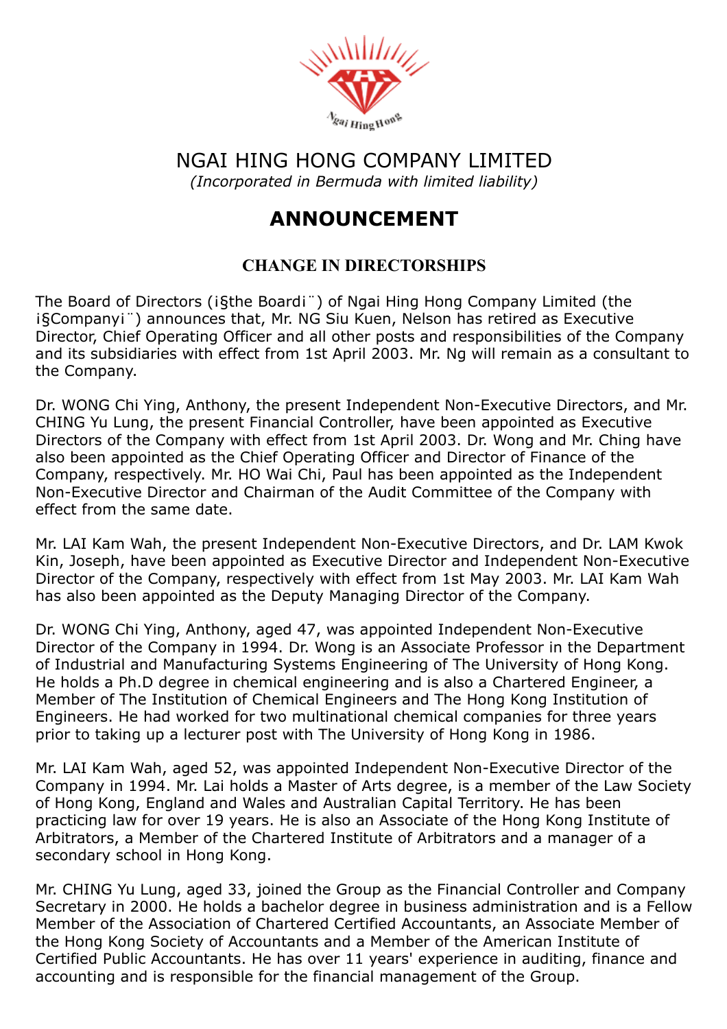# NGAI HING HONG COMPANY LIMITED

*(Incorporated in Bermuda with limited liability)*

# ANNOUNCEMENT

## CHANGE IN DIRECTORSHIPS

The Board of Directors (¡§the Board¡¨) of Ngai Hing Hong Company Limited (the ¡§Company¡¨) announces that, Mr. NG Siu Kuen, Nelson has retired as Executive Director, Chief Operating Officer and all other posts and responsibilities of the Company and its subsidiaries with effect from 1st April 2003. Mr. Ng will remain as a consultant to the Company.

Dr. WONG Chi Ying, Anthony, the present Independent Non-Executive Directors, and Mr. CHING Yu Lung, the present Financial Controller, have been appointed as Executive Directors of the Company with effect from 1st April 2003. Dr. Wong and Mr. Ching have also been appointed as the Chief Operating Officer and Director of Finance of the Company, respectively. Mr. HO Wai Chi, Paul has been appointed as the Independent Non-Executive Director and Chairman of the Audit Committee of the Company with effect from the same date.

Mr. LAI Kam Wah, the present Independent Non-Executive Directors, and Dr. LAM Kwok Kin, Joseph, have been appointed as Executive Director and Independent Non-Executive Director of the Company, respectively with effect from 1st May 2003. Mr. LAI Kam Wah has also been appointed as the Deputy Managing Director of the Company.

Dr. WONG Chi Ying, Anthony, aged 47, was appointed Independent Non-Executive Director of the Company in 1994. Dr. Wong is an Associate Professor in the Department of Industrial and Manufacturing Systems Engineering of The University of Hong Kong. He holds a Ph.D degree in chemical engineering and is also a Chartered Engineer, a Member of The Institution of Chemical Engineers and The Hong Kong Institution of Engineers. He had worked for two multinational chemical companies for three years prior to taking up a lecturer post with The University of Hong Kong in 1986.

Mr. LAI Kam Wah, aged 52, was appointed Independent Non-Executive Director of the Company in 1994. Mr. Lai holds a Master of Arts degree, is a member of the Law Society of Hong Kong, England and Wales and Australian Capital Territory. He has been practicing law for over 19 years. He is also an Associate of the Hong Kong Institute of Arbitrators, a Member of the Chartered Institute of Arbitrators and a manager of a secondary school in Hong Kong.

Mr. CHING Yu Lung, aged 33, joined the Group as the Financial Controller and Company Secretary in 2000. He holds a bachelor degree in business administration and is a Fellow Member of the Association of Chartered Certified Accountants, an Associate Member of the Hong Kong Society of Accountants and a Member of the American Institute of Certified Public Accountants. He has over 11 years' experience in auditing, finance and accounting and is responsible for the financial management of the Group.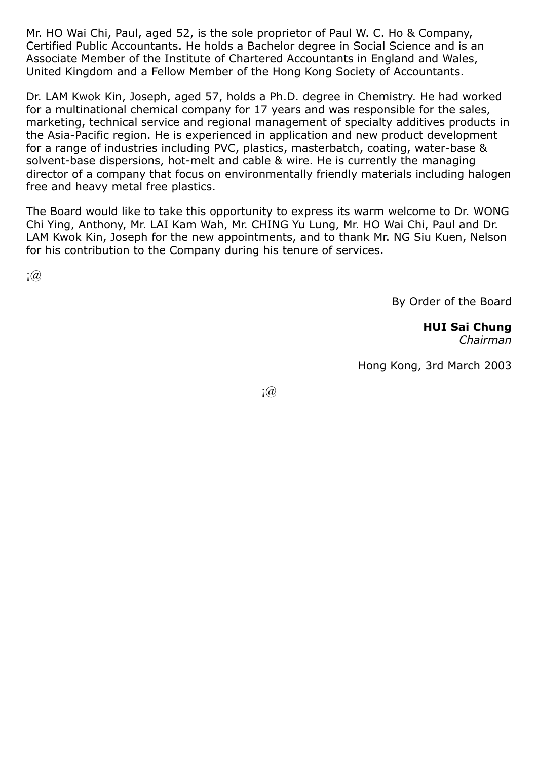Mr. HO Wai Chi, Paul, aged 52, is the sole proprietor of Paul W. C. Ho & Company, Certified Public Accountants. He holds a Bachelor degree in Social Science and is an Associate Member of the Institute of Chartered Accountants in England and Wales, United Kingdom and a Fellow Member of the Hong Kong Society of Accountants.

Dr. LAM Kwok Kin, Joseph, aged 57, holds a Ph.D. degree in Chemistry. He had worked for a multinational chemical company for 17 years and was responsible for the sales, marketing, technical service and regional management of specialty additives products in the Asia-Pacific region. He is experienced in application and new product development for a range of industries including PVC, plastics, masterbatch, coating, water-base & solvent-base dispersions, hot-melt and cable & wire. He is currently the managing director of a company that focus on environmentally friendly materials including halogen free and heavy metal free plastics.

The Board would like to take this opportunity to express its warm welcome to Dr. WONG Chi Ying, Anthony, Mr. LAI Kam Wah, Mr. CHING Yu Lung, Mr. HO Wai Chi, Paul and Dr. LAM Kwok Kin, Joseph for the new appointments, and to thank Mr. NG Siu Kuen, Nelson for his contribution to the Company during his tenure of services.

¡@

By Order of the Board

**HUI Sai Chung**
*Chairman*

Hong Kong, 3rd March 2003

¡@